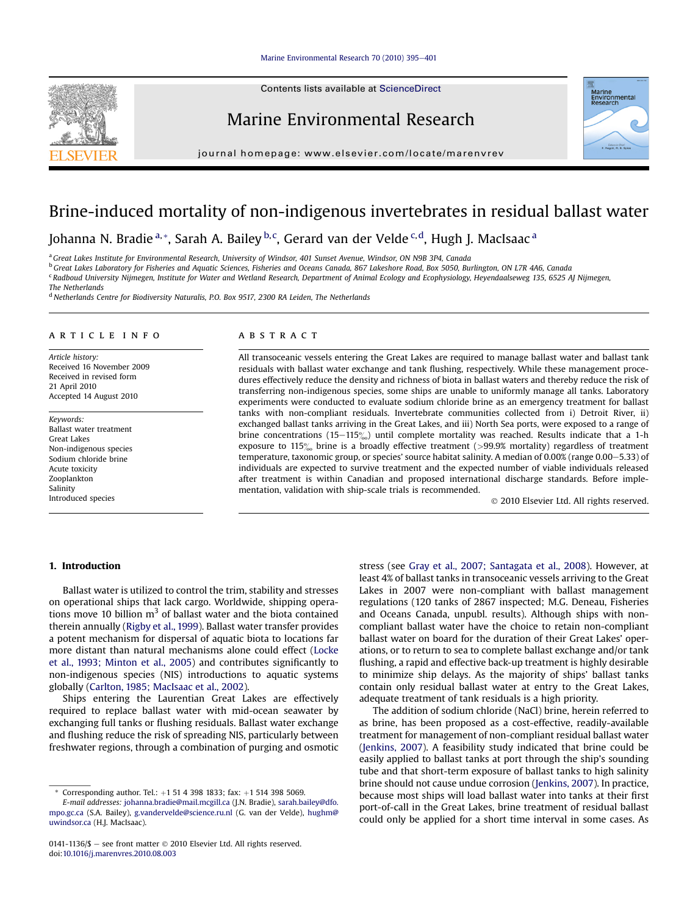# Brine-induced mortality of non-indigenous invertebrates in residual ballast water

Johanna N. Bradie[a,*], Sarah A. Bailey[b,c], Gerard van der Velde[c,d], Hugh J. MacIsaac[a]

[a] Great Lakes Institute for Environmental Research, University of Windsor, 401 Sunset Avenue, Windsor, ON N9B 3P4, Canada

[b] Great Lakes Laboratory for Fisheries and Aquatic Sciences, Fisheries and Oceans Canada, 867 Lakeshore Road, Box 5050, Burlington, ON L7R 4A6, Canada

[c] Radboud University Nijmegen, Institute for Water and Wetland Research, Department of Animal Ecology and Ecophysiology, Heyendaalseweg 135, 6525 AJ Nijmegen, The Netherlands

[d] Netherlands Centre for Biodiversity Naturalis, P.O. Box 9517, 2300 RA Leiden, The Netherlands

## ARTICLE INFO

*Article history:*
Received 16 November 2009
Received in revised form 21 April 2010
Accepted 14 August 2010

*Keywords:*
Ballast water treatment
Great Lakes
Non-indigenous species
Sodium chloride brine
Acute toxicity
Zooplankton
Salinity
Introduced species

## ABSTRACT

All transoceanic vessels entering the Great Lakes are required to manage ballast water and ballast tank residuals with ballast water exchange and tank flushing, respectively. While these management procedures effectively reduce the density and richness of biota in ballast waters and thereby reduce the risk of transferring non-indigenous species, some ships are unable to uniformly manage all tanks. Laboratory experiments were conducted to evaluate sodium chloride brine as an emergency treatment for ballast tanks with non-compliant residuals. Invertebrate communities collected from i) Detroit River, ii) exchanged ballast tanks arriving in the Great Lakes, and iii) North Sea ports, were exposed to a range of brine concentrations (15–115‰) until complete mortality was reached. Results indicate that a 1-h exposure to 115‰ brine is a broadly effective treatment (>99.9% mortality) regardless of treatment temperature, taxonomic group, or species' source habitat salinity. A median of 0.00% (range 0.00–5.33) of individuals are expected to survive treatment and the expected number of viable individuals released after treatment is within Canadian and proposed international discharge standards. Before implementation, validation with ship-scale trials is recommended.

© 2010 Elsevier Ltd. All rights reserved.

## 1. Introduction

Ballast water is utilized to control the trim, stability and stresses on operational ships that lack cargo. Worldwide, shipping operations move 10 billion $m^3$ of ballast water and the biota contained therein annually (Rigby et al., 1999). Ballast water transfer provides a potent mechanism for dispersal of aquatic biota to locations far more distant than natural mechanisms alone could effect (Locke et al., 1993; Minton et al., 2005) and contributes significantly to non-indigenous species (NIS) introductions to aquatic systems globally (Carlton, 1985; MacIsaac et al., 2002).

Ships entering the Laurentian Great Lakes are effectively required to replace ballast water with mid-ocean seawater by exchanging full tanks or flushing residuals. Ballast water exchange and flushing reduce the risk of spreading NIS, particularly between freshwater regions, through a combination of purging and osmotic stress (see Gray et al., 2007; Santagata et al., 2008). However, at least 4% of ballast tanks in transoceanic vessels arriving to the Great Lakes in 2007 were non-compliant with ballast management regulations (120 tanks of 2867 inspected; M.G. Deneau, Fisheries and Oceans Canada, unpubl. results). Although ships with non-compliant ballast water have the choice to retain non-compliant ballast water on board for the duration of their Great Lakes' operations, or to return to sea to complete ballast exchange and/or tank flushing, a rapid and effective back-up treatment is highly desirable to minimize ship delays. As the majority of ships' ballast tanks contain only residual ballast water at entry to the Great Lakes, adequate treatment of tank residuals is a high priority.

The addition of sodium chloride (NaCl) brine, herein referred to as brine, has been proposed as a cost-effective, readily-available treatment for management of non-compliant residual ballast water (Jenkins, 2007). A feasibility study indicated that brine could be easily applied to ballast tanks at port through the ship's sounding tube and that short-term exposure of ballast tanks to high salinity brine should not cause undue corrosion (Jenkins, 2007). In practice, because most ships will load ballast water into tanks at their first port-of-call in the Great Lakes, brine treatment of residual ballast could only be applied for a short time interval in some cases. As

---

* Corresponding author. Tel.: +1 51 4 398 1833; fax: +1 514 398 5069.
E-mail addresses: johanna.bradie@mail.mcgill.ca (J.N. Bradie), sarah.bailey@dfo.mpo.gc.ca (S.A. Bailey), g.vandervelde@science.ru.nl (G. van der Velde), hughm@uwindsor.ca (H.J. MacIsaac).

0141-1136/$ – see front matter © 2010 Elsevier Ltd. All rights reserved.
doi:10.1016/j.marenvres.2010.08.003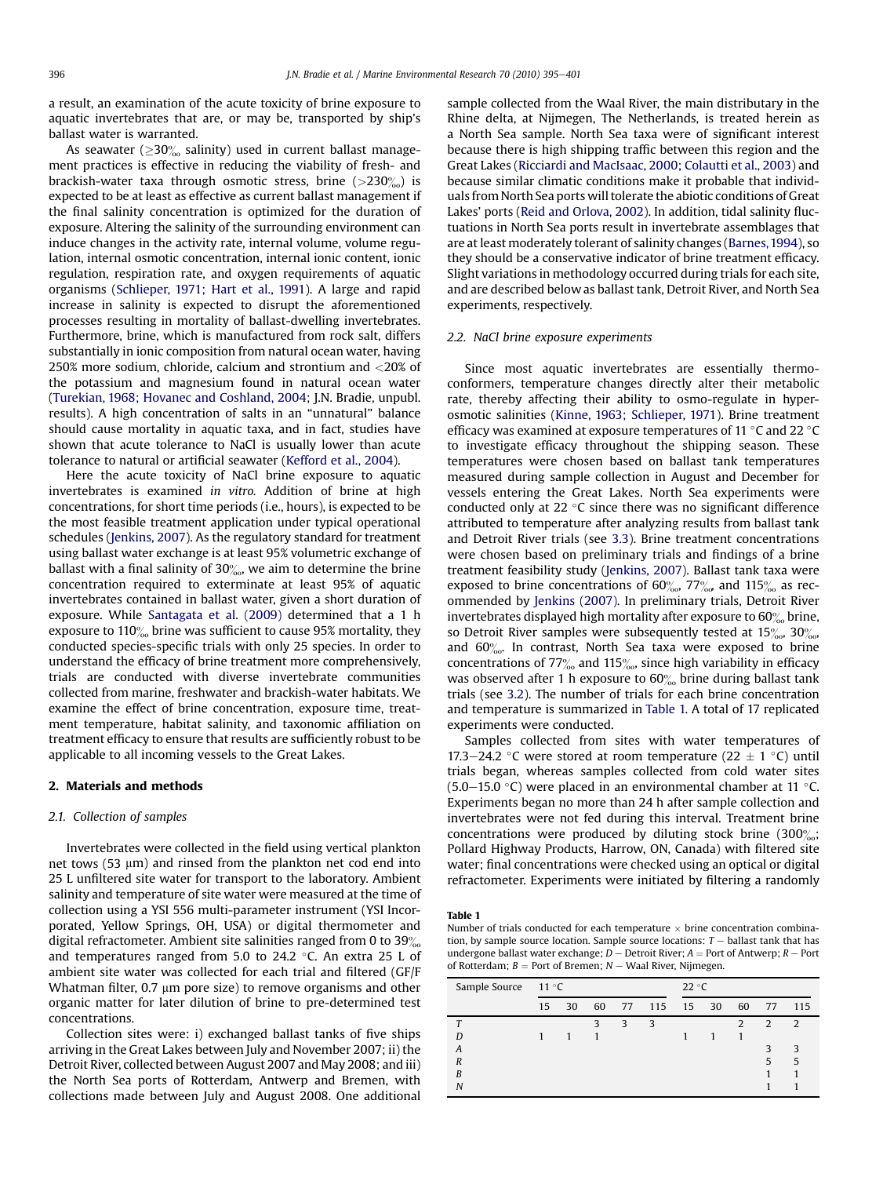a result, an examination of the acute toxicity of brine exposure to aquatic invertebrates that are, or may be, transported by ship's ballast water is warranted.

As seawater (≥30‰ salinity) used in current ballast management practices is effective in reducing the viability of fresh- and brackish-water taxa through osmotic stress, brine (>230‰) is expected to be at least as effective as current ballast management if the final salinity concentration is optimized for the duration of exposure. Altering the salinity of the surrounding environment can induce changes in the activity rate, internal volume, volume regulation, internal osmotic concentration, internal ionic content, ionic regulation, respiration rate, and oxygen requirements of aquatic organisms (Schlieper, 1971; Hart et al., 1991). A large and rapid increase in salinity is expected to disrupt the aforementioned processes resulting in mortality of ballast-dwelling invertebrates. Furthermore, brine, which is manufactured from rock salt, differs substantially in ionic composition from natural ocean water, having 250% more sodium, chloride, calcium and strontium and <20% of the potassium and magnesium found in natural ocean water (Turekian, 1968; Hovanec and Coshland, 2004; J.N. Bradie, unpubl. results). A high concentration of salts in an "unnatural" balance should cause mortality in aquatic taxa, and in fact, studies have shown that acute tolerance to NaCl is usually lower than acute tolerance to natural or artificial seawater (Kefford et al., 2004).

Here the acute toxicity of NaCl brine exposure to aquatic invertebrates is examined *in vitro*. Addition of brine at high concentrations, for short time periods (i.e., hours), is expected to be the most feasible treatment application under typical operational schedules (Jenkins, 2007). As the regulatory standard for treatment using ballast water exchange is at least 95% volumetric exchange of ballast with a final salinity of 30‰, we aim to determine the brine concentration required to exterminate at least 95% of aquatic invertebrates contained in ballast water, given a short duration of exposure. While Santagata et al. (2009) determined that a 1 h exposure to 110‰ brine was sufficient to cause 95% mortality, they conducted species-specific trials with only 25 species. In order to understand the efficacy of brine treatment more comprehensively, trials are conducted with diverse invertebrate communities collected from marine, freshwater and brackish-water habitats. We examine the effect of brine concentration, exposure time, treatment temperature, habitat salinity, and taxonomic affiliation on treatment efficacy to ensure that results are sufficiently robust to be applicable to all incoming vessels to the Great Lakes.

## 2. Materials and methods

### 2.1. Collection of samples

Invertebrates were collected in the field using vertical plankton net tows (53 μm) and rinsed from the plankton net cod end into 25 L unfiltered site water for transport to the laboratory. Ambient salinity and temperature of site water were measured at the time of collection using a YSI 556 multi-parameter instrument (YSI Incorporated, Yellow Springs, OH, USA) or digital thermometer and digital refractometer. Ambient site salinities ranged from 0 to 39‰ and temperatures ranged from 5.0 to 24.2 °C. An extra 25 L of ambient site water was collected for each trial and filtered (GF/F Whatman filter, 0.7 μm pore size) to remove organisms and other organic matter for later dilution of brine to pre-determined test concentrations.

Collection sites were: i) exchanged ballast tanks of five ships arriving in the Great Lakes between July and November 2007; ii) the Detroit River, collected between August 2007 and May 2008; and iii) the North Sea ports of Rotterdam, Antwerp and Bremen, with collections made between July and August 2008. One additional sample collected from the Waal River, the main distributary in the Rhine delta, at Nijmegen, The Netherlands, is treated herein as a North Sea sample. North Sea taxa were of significant interest because there is high shipping traffic between this region and the Great Lakes (Ricciardi and MacIsaac, 2000; Colautti et al., 2003) and because similar climatic conditions make it probable that individuals from North Sea ports will tolerate the abiotic conditions of Great Lakes' ports (Reid and Orlova, 2002). In addition, tidal salinity fluctuations in North Sea ports result in invertebrate assemblages that are at least moderately tolerant of salinity changes (Barnes, 1994), so they should be a conservative indicator of brine treatment efficacy. Slight variations in methodology occurred during trials for each site, and are described below as ballast tank, Detroit River, and North Sea experiments, respectively.

### 2.2. NaCl brine exposure experiments

Since most aquatic invertebrates are essentially thermoconformers, temperature changes directly alter their metabolic rate, thereby affecting their ability to osmo-regulate in hyperosmotic salinities (Kinne, 1963; Schlieper, 1971). Brine treatment efficacy was examined at exposure temperatures of 11 °C and 22 °C to investigate efficacy throughout the shipping season. These temperatures were chosen based on ballast tank temperatures measured during sample collection in August and December for vessels entering the Great Lakes. North Sea experiments were conducted only at 22 °C since there was no significant difference attributed to temperature after analyzing results from ballast tank and Detroit River trials (see 3.3). Brine treatment concentrations were chosen based on preliminary trials and findings of a brine treatment feasibility study (Jenkins, 2007). Ballast tank taxa were exposed to brine concentrations of 60‰, 77‰, and 115‰ as recommended by Jenkins (2007). In preliminary trials, Detroit River invertebrates displayed high mortality after exposure to 60‰ brine, so Detroit River samples were subsequently tested at 15‰, 30‰, and 60‰. In contrast, North Sea taxa were exposed to brine concentrations of 77‰ and 115‰, since high variability in efficacy was observed after 1 h exposure to 60‰ brine during ballast tank trials (see 3.2). The number of trials for each brine concentration and temperature is summarized in Table 1. A total of 17 replicated experiments were conducted.

Samples collected from sites with water temperatures of 17.3–24.2 °C were stored at room temperature (22 ± 1 °C) until trials began, whereas samples collected from cold water sites (5.0–15.0 °C) were placed in an environmental chamber at 11 °C. Experiments began no more than 24 h after sample collection and invertebrates were not fed during this interval. Treatment brine concentrations were produced by diluting stock brine (300‰; Pollard Highway Products, Harrow, ON, Canada) with filtered site water; final concentrations were checked using an optical or digital refractometer. Experiments were initiated by filtering a randomly

**Table 1**
Number of trials conducted for each temperature × brine concentration combination, by sample source location. Sample source locations: *T* – ballast tank that has undergone ballast water exchange; *D* – Detroit River; *A* – Port of Antwerp; *R* – Port of Rotterdam; *B* = Port of Bremen; *N* – Waal River, Nijmegen.

| Sample Source | 11 °C | | | | | 22 °C | | | | |
|---|---|---|---|---|---|---|---|---|---|---|
| | 15 | 30 | 60 | 77 | 115 | 15 | 30 | 60 | 77 | 115 |
| *T* | | | 3 | 3 | 3 | | | 2 | 2 | 2 |
| *D* | 1 | 1 | 1 | | | 1 | 1 | 1 | | |
| *A* | | | | | | | | | 3 | 3 |
| *R* | | | | | | | | | 5 | 5 |
| *B* | | | | | | | | | 1 | 1 |
| *N* | | | | | | | | | 1 | 1 |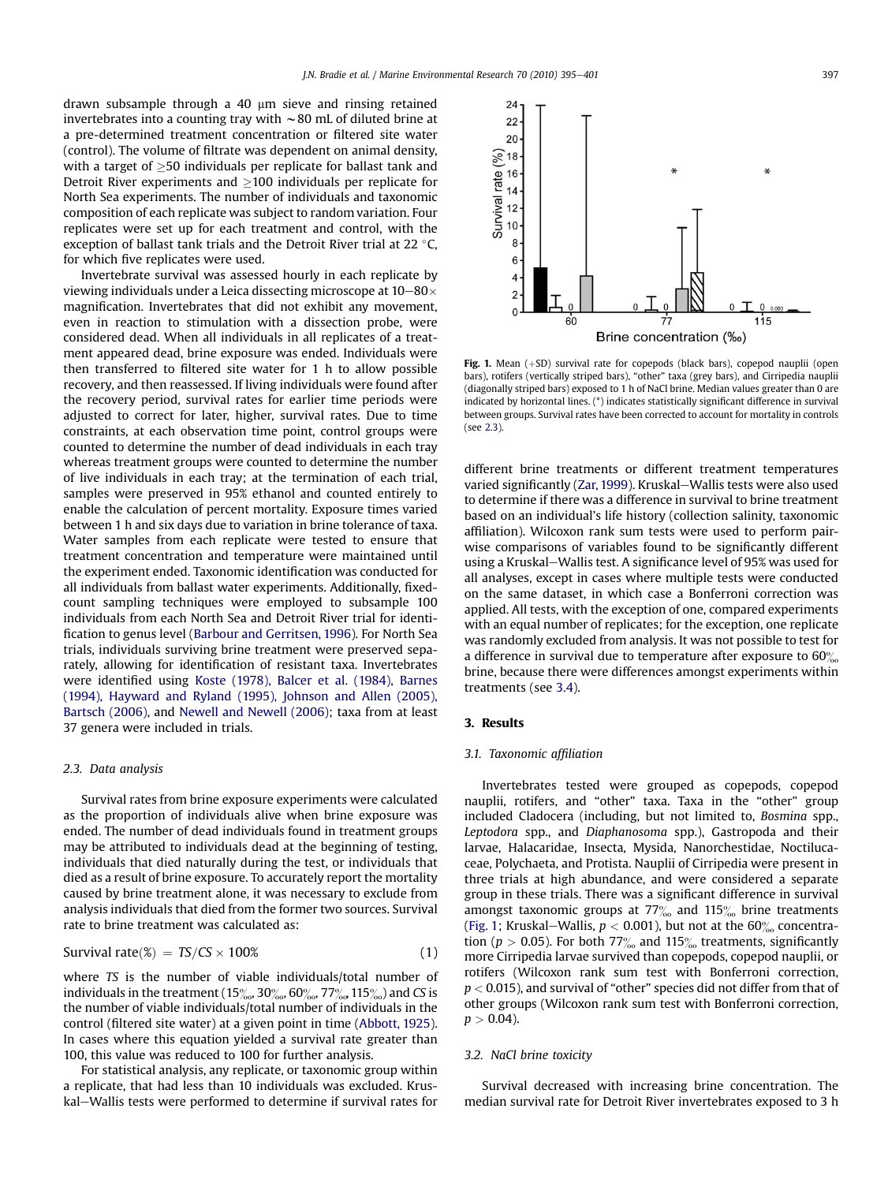drawn subsample through a 40 μm sieve and rinsing retained invertebrates into a counting tray with ~80 mL of diluted brine at a pre-determined treatment concentration or filtered site water (control). The volume of filtrate was dependent on animal density, with a target of ≥50 individuals per replicate for ballast tank and Detroit River experiments and ≥100 individuals per replicate for North Sea experiments. The number of individuals and taxonomic composition of each replicate was subject to random variation. Four replicates were set up for each treatment and control, with the exception of ballast tank trials and the Detroit River trial at 22 °C, for which five replicates were used.

Invertebrate survival was assessed hourly in each replicate by viewing individuals under a Leica dissecting microscope at 10–80× magnification. Invertebrates that did not exhibit any movement, even in reaction to stimulation with a dissection probe, were considered dead. When all individuals in all replicates of a treatment appeared dead, brine exposure was ended. Individuals were then transferred to filtered site water for 1 h to allow possible recovery, and then reassessed. If living individuals were found after the recovery period, survival rates for earlier time periods were adjusted to correct for later, higher, survival rates. Due to time constraints, at each observation time point, control groups were counted to determine the number of dead individuals in each tray whereas treatment groups were counted to determine the number of live individuals in each tray; at the termination of each trial, samples were preserved in 95% ethanol and counted entirely to enable the calculation of percent mortality. Exposure times varied between 1 h and six days due to variation in brine tolerance of taxa. Water samples from each replicate were tested to ensure that treatment concentration and temperature were maintained until the experiment ended. Taxonomic identification was conducted for all individuals from ballast water experiments. Additionally, fixed-count sampling techniques were employed to subsample 100 individuals from each North Sea and Detroit River trial for identification to genus level (Barbour and Gerritsen, 1996). For North Sea trials, individuals surviving brine treatment were preserved separately, allowing for identification of resistant taxa. Invertebrates were identified using Koste (1978), Balcer et al. (1984), Barnes (1994), Hayward and Ryland (1995), Johnson and Allen (2005), Bartsch (2006), and Newell and Newell (2006); taxa from at least 37 genera were included in trials.

### 2.3. Data analysis

Survival rates from brine exposure experiments were calculated as the proportion of individuals alive when brine exposure was ended. The number of dead individuals found in treatment groups may be attributed to individuals dead at the beginning of testing, individuals that died naturally during the test, or individuals that died as a result of brine exposure. To accurately report the mortality caused by brine treatment alone, it was necessary to exclude from analysis individuals that died from the former two sources. Survival rate to brine treatment was calculated as:

$$\text{Survival rate}(\%) = TS/CS \times 100\% \tag{1}$$

where $TS$ is the number of viable individuals/total number of individuals in the treatment (15‰, 30‰, 60‰, 77‰, 115‰) and $CS$ is the number of viable individuals/total number of individuals in the control (filtered site water) at a given point in time (Abbott, 1925). In cases where this equation yielded a survival rate greater than 100, this value was reduced to 100 for further analysis.

For statistical analysis, any replicate, or taxonomic group within a replicate, that had less than 10 individuals was excluded. Kruskal–Wallis tests were performed to determine if survival rates for different brine treatments or different treatment temperatures varied significantly (Zar, 1999). Kruskal–Wallis tests were also used to determine if there was a difference in survival to brine treatment based on an individual's life history (collection salinity, taxonomic affiliation). Wilcoxon rank sum tests were used to perform pairwise comparisons of variables found to be significantly different using a Kruskal–Wallis test. A significance level of 95% was used for all analyses, except in cases where multiple tests were conducted on the same dataset, in which case a Bonferroni correction was applied. All tests, with the exception of one, compared experiments with an equal number of replicates; for the exception, one replicate was randomly excluded from analysis. It was not possible to test for a difference in survival due to temperature after exposure to 60‰ brine, because there were differences amongst experiments within treatments (see 3.4).

**Fig. 1.** Mean (+SD) survival rate for copepods (black bars), copepod nauplii (open bars), rotifers (vertically striped bars), "other" taxa (grey bars), and Cirripedia nauplii (diagonally striped bars) exposed to 1 h of NaCl brine. Median values greater than 0 are indicated by horizontal lines. (*) indicates statistically significant difference in survival between groups. Survival rates have been corrected to account for mortality in controls (see 2.3).

## 3. Results

### 3.1. Taxonomic affiliation

Invertebrates tested were grouped as copepods, copepod nauplii, rotifers, and "other" taxa. Taxa in the "other" group included Cladocera (including, but not limited to, *Bosmina* spp., *Leptodora* spp., and *Diaphanosoma* spp.), Gastropoda and their larvae, Halacaridae, Insecta, Mysida, Nanorchestidae, Noctilucaceae, Polychaeta, and Protista. Nauplii of Cirripedia were present in three trials at high abundance, and were considered a separate group in these trials. There was a significant difference in survival amongst taxonomic groups at 77‰ and 115‰ brine treatments (Fig. 1; Kruskal–Wallis, $p < 0.001$), but not at the 60‰ concentration ($p > 0.05$). For both 77‰ and 115‰ treatments, significantly more Cirripedia larvae survived than copepods, copepod nauplii, or rotifers (Wilcoxon rank sum test with Bonferroni correction, $p < 0.015$), and survival of "other" species did not differ from that of other groups (Wilcoxon rank sum test with Bonferroni correction, $p > 0.04$).

### 3.2. NaCl brine toxicity

Survival decreased with increasing brine concentration. The median survival rate for Detroit River invertebrates exposed to 3 h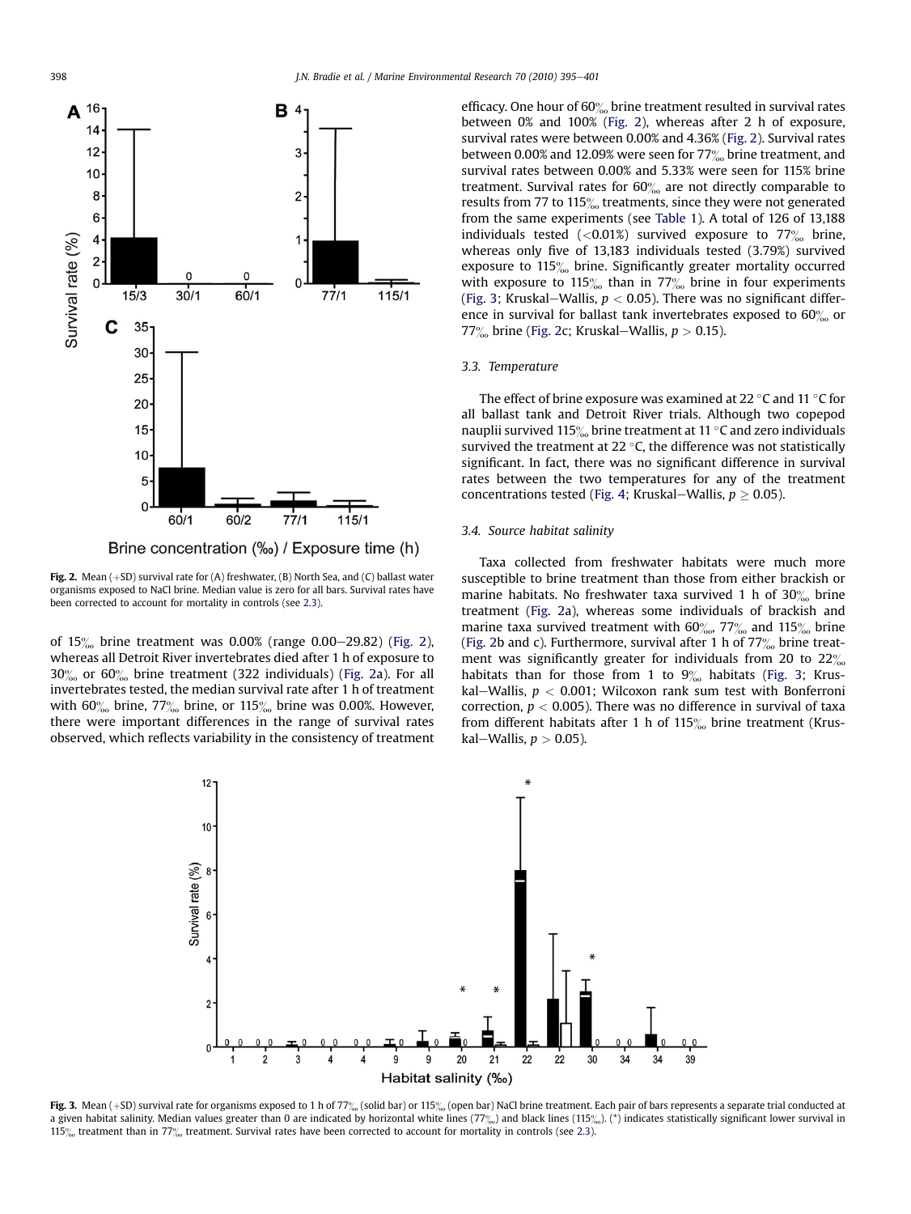Fig. 2. Mean (+SD) survival rate for (A) freshwater, (B) North Sea, and (C) ballast water organisms exposed to NaCl brine. Median value is zero for all bars. Survival rates have been corrected to account for mortality in controls (see 2.3).

of 15‰ brine treatment was 0.00% (range 0.00–29.82) (Fig. 2), whereas all Detroit River invertebrates died after 1 h of exposure to 30‰ or 60‰ brine treatment (322 individuals) (Fig. 2a). For all invertebrates tested, the median survival rate after 1 h of treatment with 60‰ brine, 77‰ brine, or 115‰ brine was 0.00%. However, there were important differences in the range of survival rates observed, which reflects variability in the consistency of treatment efficacy. One hour of 60‰ brine treatment resulted in survival rates between 0% and 100% (Fig. 2), whereas after 2 h of exposure, survival rates were between 0.00% and 4.36% (Fig. 2). Survival rates between 0.00% and 12.09% were seen for 77‰ brine treatment, and survival rates between 0.00% and 5.33% were seen for 115% brine treatment. Survival rates for 60‰ are not directly comparable to results from 77 to 115‰ treatments, since they were not generated from the same experiments (see Table 1). A total of 126 of 13,188 individuals tested (<0.01%) survived exposure to 77‰ brine, whereas only five of 13,183 individuals tested (3.79%) survived exposure to 115‰ brine. Significantly greater mortality occurred with exposure to 115‰ than in 77‰ brine in four experiments (Fig. 3; Kruskal–Wallis, $p < 0.05$). There was no significant difference in survival for ballast tank invertebrates exposed to 60‰ or 77‰ brine (Fig. 2c; Kruskal–Wallis, $p > 0.15$).

### 3.3. Temperature

The effect of brine exposure was examined at 22 °C and 11 °C for all ballast tank and Detroit River trials. Although two copepod nauplii survived 115‰ brine treatment at 11 °C and zero individuals survived the treatment at 22 °C, the difference was not statistically significant. In fact, there was no significant difference in survival rates between the two temperatures for any of the treatment concentrations tested (Fig. 4; Kruskal–Wallis, $p \geq 0.05$).

### 3.4. Source habitat salinity

Taxa collected from freshwater habitats were much more susceptible to brine treatment than those from either brackish or marine habitats. No freshwater taxa survived 1 h of 30‰ brine treatment (Fig. 2a), whereas some individuals of brackish and marine taxa survived treatment with 60‰, 77‰ and 115‰ brine (Fig. 2b and c). Furthermore, survival after 1 h of 77‰ brine treatment was significantly greater for individuals from 20 to 22‰ habitats than for those from 1 to 9‰ habitats (Fig. 3; Kruskal–Wallis, $p < 0.001$; Wilcoxon rank sum test with Bonferroni correction, $p < 0.005$). There was no difference in survival of taxa from different habitats after 1 h of 115‰ brine treatment (Kruskal–Wallis, $p > 0.05$).

Fig. 3. Mean (+SD) survival rate for organisms exposed to 1 h of 77‰ (solid bar) or 115‰ (open bar) NaCl brine treatment. Each pair of bars represents a separate trial conducted at a given habitat salinity. Median values greater than 0 are indicated by horizontal white lines (77‰) and black lines (115‰). (*) indicates statistically significant lower survival in 115‰ treatment than in 77‰ treatment. Survival rates have been corrected to account for mortality in controls (see 2.3).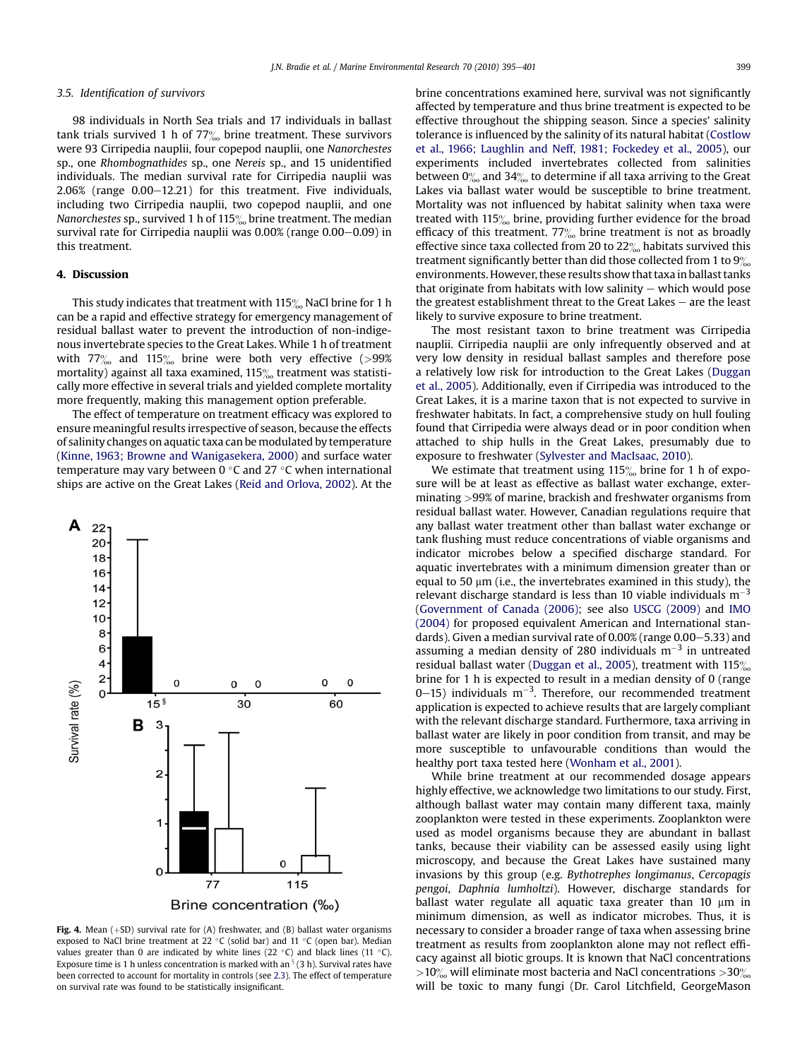### 3.5. Identification of survivors

98 individuals in North Sea trials and 17 individuals in ballast tank trials survived 1 h of 77‰ brine treatment. These survivors were 93 Cirripedia nauplii, four copepod nauplii, one *Nanorchestes* sp., one *Rhombognathides* sp., one *Nereis* sp., and 15 unidentified individuals. The median survival rate for Cirripedia nauplii was 2.06% (range 0.00–12.21) for this treatment. Five individuals, including two Cirripedia nauplii, two copepod nauplii, and one *Nanorchestes* sp., survived 1 h of 115‰ brine treatment. The median survival rate for Cirripedia nauplii was 0.00% (range 0.00–0.09) in this treatment.

## 4. Discussion

This study indicates that treatment with 115‰ NaCl brine for 1 h can be a rapid and effective strategy for emergency management of residual ballast water to prevent the introduction of non-indigenous invertebrate species to the Great Lakes. While 1 h of treatment with 77‰ and 115‰ brine were both very effective (>99% mortality) against all taxa examined, 115‰ treatment was statistically more effective in several trials and yielded complete mortality more frequently, making this management option preferable.

The effect of temperature on treatment efficacy was explored to ensure meaningful results irrespective of season, because the effects of salinity changes on aquatic taxa can be modulated by temperature (Kinne, 1963; Browne and Wanigasekera, 2000) and surface water temperature may vary between 0 °C and 27 °C when international ships are active on the Great Lakes (Reid and Orlova, 2002). At the brine concentrations examined here, survival was not significantly affected by temperature and thus brine treatment is expected to be effective throughout the shipping season. Since a species' salinity tolerance is influenced by the salinity of its natural habitat (Costlow et al., 1966; Laughlin and Neff, 1981; Fockedey et al., 2005), our experiments included invertebrates collected from salinities between 0‰ and 34‰ to determine if all taxa arriving to the Great Lakes via ballast water would be susceptible to brine treatment. Mortality was not influenced by habitat salinity when taxa were treated with 115‰ brine, providing further evidence for the broad efficacy of this treatment. 77‰ brine treatment is not as broadly effective since taxa collected from 20 to 22‰ habitats survived this treatment significantly better than did those collected from 1 to 9‰ environments. However, these results show that taxa in ballast tanks that originate from habitats with low salinity – which would pose the greatest establishment threat to the Great Lakes – are the least likely to survive exposure to brine treatment.

The most resistant taxon to brine treatment was Cirripedia nauplii. Cirripedia nauplii are only infrequently observed and at very low density in residual ballast samples and therefore pose a relatively low risk for introduction to the Great Lakes (Duggan et al., 2005). Additionally, even if Cirripedia was introduced to the Great Lakes, it is a marine taxon that is not expected to survive in freshwater habitats. In fact, a comprehensive study on hull fouling found that Cirripedia were always dead or in poor condition when attached to ship hulls in the Great Lakes, presumably due to exposure to freshwater (Sylvester and MacIsaac, 2010).

We estimate that treatment using 115‰ brine for 1 h of exposure will be at least as effective as ballast water exchange, exterminating >99% of marine, brackish and freshwater organisms from residual ballast water. However, Canadian regulations require that any ballast water treatment other than ballast water exchange or tank flushing must reduce concentrations of viable organisms and indicator microbes below a specified discharge standard. For aquatic invertebrates with a minimum dimension greater than or equal to 50 μm (i.e., the invertebrates examined in this study), the relevant discharge standard is less than 10 viable individuals $m^{-3}$ (Government of Canada (2006); see also USCG (2009) and IMO (2004) for proposed equivalent American and International standards). Given a median survival rate of 0.00% (range 0.00–5.33) and assuming a median density of 280 individuals $m^{-3}$ in untreated residual ballast water (Duggan et al., 2005), treatment with 115‰ brine for 1 h is expected to result in a median density of 0 (range 0–15) individuals $m^{-3}$. Therefore, our recommended treatment application is expected to achieve results that are largely compliant with the relevant discharge standard. Furthermore, taxa arriving in ballast water are likely in poor condition from transit, and may be more susceptible to unfavourable conditions than would the healthy port taxa tested here (Wonham et al., 2001).

While brine treatment at our recommended dosage appears highly effective, we acknowledge two limitations to our study. First, although ballast water may contain many different taxa, mainly zooplankton were tested in these experiments. Zooplankton were used as model organisms because they are abundant in ballast tanks, because their viability can be assessed easily using light microscopy, and because the Great Lakes have sustained many invasions by this group (e.g. *Bythotrephes longimanus*, *Cercopagis pengoi*, *Daphnia lumholtzi*). However, discharge standards for ballast water regulate all aquatic taxa greater than 10 μm in minimum dimension, as well as indicator microbes. Thus, it is necessary to consider a broader range of taxa when assessing brine treatment as results from zooplankton alone may not reflect efficacy against all biotic groups. It is known that NaCl concentrations >10‰ will eliminate most bacteria and NaCl concentrations >30‰ will be toxic to many fungi (Dr. Carol Litchfield, GeorgeMason

**Fig. 4.** Mean (+SD) survival rate for (A) freshwater, and (B) ballast water organisms exposed to NaCl brine treatment at 22 °C (solid bar) and 11 °C (open bar). Median values greater than 0 are indicated by white lines (22 °C) and black lines (11 °C). Exposure time is 1 h unless concentration is marked with an § (3 h). Survival rates have been corrected to account for mortality in controls (see 2.3). The effect of temperature on survival rate was found to be statistically insignificant.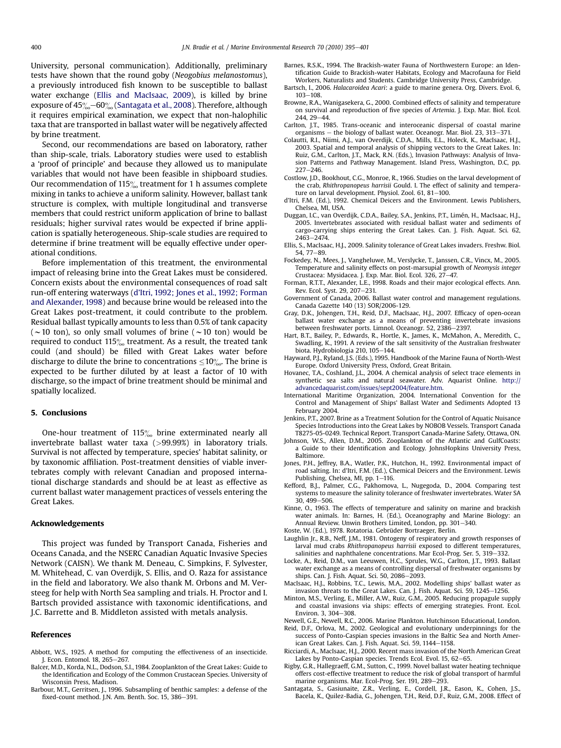University, personal communication). Additionally, preliminary tests have shown that the round goby (*Neogobius melanostomus*), a previously introduced fish known to be susceptible to ballast water exchange (Ellis and MacIsaac, 2009), is killed by brine exposure of 45‰–60‰ (Santagata et al., 2008). Therefore, although it requires empirical examination, we expect that non-halophilic taxa that are transported in ballast water will be negatively affected by brine treatment.

Second, our recommendations are based on laboratory, rather than ship-scale, trials. Laboratory studies were used to establish a 'proof of principle' and because they allowed us to manipulate variables that would not have been feasible in shipboard studies. Our recommendation of 115‰ treatment for 1 h assumes complete mixing in tanks to achieve a uniform salinity. However, ballast tank structure is complex, with multiple longitudinal and transverse members that could restrict uniform application of brine to ballast residuals; higher survival rates would be expected if brine application is spatially heterogeneous. Ship-scale studies are required to determine if brine treatment will be equally effective under operational conditions.

Before implementation of this treatment, the environmental impact of releasing brine into the Great Lakes must be considered. Concern exists about the environmental consequences of road salt run-off entering waterways (d'Itri, 1992; Jones et al., 1992; Forman and Alexander, 1998) and because brine would be released into the Great Lakes post-treatment, it could contribute to the problem. Residual ballast typically amounts to less than 0.5% of tank capacity (~10 ton), so only small volumes of brine (~10 ton) would be required to conduct 115‰ treatment. As a result, the treated tank could (and should) be filled with Great Lakes water before discharge to dilute the brine to concentrations ≤10‰. The brine is expected to be further diluted by at least a factor of 10 with discharge, so the impact of brine treatment should be minimal and spatially localized.

## 5. Conclusions

One-hour treatment of 115‰ brine exterminated nearly all invertebrate ballast water taxa (>99.99%) in laboratory trials. Survival is not affected by temperature, species' habitat salinity, or by taxonomic affiliation. Post-treatment densities of viable invertebrates comply with relevant Canadian and proposed international discharge standards and should be at least as effective as current ballast water management practices of vessels entering the Great Lakes.

## Acknowledgements

This project was funded by Transport Canada, Fisheries and Oceans Canada, and the NSERC Canadian Aquatic Invasive Species Network (CAISN). We thank M. Deneau, C. Simpkins, F. Sylvester, M. Whitehead, C. van Overdijk, S. Ellis, and O. Raza for assistance in the field and laboratory. We also thank M. Orbons and M. Versteeg for help with North Sea sampling and trials. H. Proctor and I. Bartsch provided assistance with taxonomic identifications, and J.C. Barrette and B. Middleton assisted with metals analysis.

## References

Abbott, W.S., 1925. A method for computing the effectiveness of an insecticide. J. Econ. Entomol. 18, 265–267.

Balcer, M.D., Korda, N.L., Dodson, S.I., 1984. Zooplankton of the Great Lakes: Guide to the Identification and Ecology of the Common Crustacean Species. University of Wisconsin Press, Madison.

Barbour, M.T., Gerritsen, J., 1996. Subsampling of benthic samples: a defense of the fixed-count method. J.N. Am. Benth. Soc. 15, 386–391.

Barnes, R.S.K., 1994. The Brackish-water Fauna of Northwestern Europe: an Identification Guide to Brackish-water Habitats, Ecology and Macrofauna for Field Workers, Naturalists and Students. Cambridge University Press, Cambridge.

Bartsch, I., 2006. *Halacaroidea Acari*: a guide to marine genera. Org. Divers. Evol. 6, 103–108.

Browne, R.A., Wanigasekera, G., 2000. Combined effects of salinity and temperature on survival and reproduction of five species of *Artemia*. J. Exp. Mar. Biol. Ecol. 244, 29–44.

Carlton, J.T., 1985. Trans-oceanic and interoceanic dispersal of coastal marine organisms – the biology of ballast water. Oceanogr. Mar. Biol. 23, 313–371.

Colautti, R.I., Niimi, A.J., van Overdijk, C.D.A., Mills, E.L., Holeck, K., MacIsaac, H.J., 2003. Spatial and temporal analysis of shipping vectors to the Great Lakes. In: Ruiz, G.M., Carlton, J.T., Mack, R.N. (Eds.), Invasion Pathways: Analysis of Invasion Patterns and Pathway Management. Island Press, Washington, D.C, pp. 227–246.

Costlow, J.D., Bookhout, C.G., Monroe, R., 1966. Studies on the larval development of the crab, *Rhithropanopeus harrisii* Gould. I. The effect of salinity and temperature on larval development. Physiol. Zool. 61, 81–100.

d'Itri, F.M. (Ed.), 1992. Chemical Deicers and the Environment. Lewis Publishers, Chelsea, MI, USA.

Duggan, I.C., van Overdijk, C.D.A., Bailey, S.A., Jenkins, P.T., Limén, H., MacIsaac, H.J., 2005. Invertebrates associated with residual ballast water and sediments of cargo-carrying ships entering the Great Lakes. Can. J. Fish. Aquat. Sci. 62, 2463–2474.

Ellis, S., MacIsaac, H.J., 2009. Salinity tolerance of Great Lakes invaders. Freshw. Biol. 54, 77–89.

Fockedey, N., Mees, J., Vangheluwe, M., Verslycke, T., Janssen, C.R., Vincx, M., 2005. Temperature and salinity effects on post-marsupial growth of *Neomysis integer* Crustacea: Mysidacea. J. Exp. Mar. Biol. Ecol. 326, 27–47.

Forman, R.T.T., Alexander, L.E., 1998. Roads and their major ecological effects. Ann. Rev. Ecol. Syst. 29, 207–231.

Government of Canada, 2006. Ballast water control and management regulations. Canada Gazette 140 (13) SOR/2006-129.

Gray, D.K., Johengen, T.H., Reid, D.F., MacIsaac, H.J., 2007. Efficacy of open-ocean ballast water exchange as a means of preventing invertebrate invasions between freshwater ports. Limnol. Oceanogr. 52, 2386–2397.

Hart, B.T., Bailey, P., Edwards, R., Hortle, K., James, K., McMahon, A., Meredith, C., Swadling, K., 1991. A review of the salt sensitivity of the Australian freshwater biota. Hydrobiologia 210, 105–144.

Hayward, P.J., Ryland, J.S. (Eds.), 1995. Handbook of the Marine Fauna of North-West Europe. Oxford University Press, Oxford, Great Britain.

Hovanec, T.A., Coshland, J.L., 2004. A chemical analysis of select trace elements in synthetic sea salts and natural seawater. Adv. Aquarist Online. http://advancedaquarist.com/issues/sept2004/feature.htm.

International Maritime Organization, 2004. International Convention for the Control and Management of Ships' Ballast Water and Sediments Adopted 13 February 2004.

Jenkins, P.T., 2007. Brine as a Treatment Solution for the Control of Aquatic Nuisance Species Introductions into the Great Lakes by NOBOB Vessels. Transport Canada T8275-05-0249. Technical Report. Transport Canada-Marine Safety, Ottawa, ON.

Johnson, W.S., Allen, D.M., 2005. Zooplankton of the Atlantic and GulfCoasts: a Guide to their Identification and Ecology. JohnsHopkins University Press, Baltimore.

Jones, P.H., Jeffrey, B.A., Watler, P.K., Hutchon, H., 1992. Environmental impact of road salting. In: d'Itri, F.M. (Ed.), Chemical Deicers and the Environment. Lewis Publishing, Chelsea, MI, pp. 1–116.

Kefford, B.J., Palmer, C.G., Pakhomova, L., Nugegoda, D., 2004. Comparing test systems to measure the salinity tolerance of freshwater invertebrates. Water SA 30, 499–506.

Kinne, O., 1963. The effects of temperature and salinity on marine and brackish water animals. In: Barnes, H. (Ed.), Oceanography and Marine Biology: an Annual Review. Unwin Brothers Limited, London, pp. 301–340.

Koste, W. (Ed.), 1978. Rotatoria. Gebrüder Bortraeger, Berlin.

Laughlin Jr., R.B., Neff, J.M., 1981. Ontogeny of respiratory and growth responses of larval mud crabs *Rhithropanopeus harrisii* exposed to different temperatures, salinities and naphthalene concentrations. Mar Ecol-Prog. Ser. 5, 319–332.

Locke, A., Reid, D.M., van Leeuwen, H.C., Sprules, W.G., Carlton, J.T., 1993. Ballast water exchange as a means of controlling dispersal of freshwater organisms by ships. Can. J. Fish. Aquat. Sci. 50, 2086–2093.

MacIsaac, H.J., Robbins, T.C., Lewis, M.A., 2002. Modelling ships' ballast water as invasion threats to the Great Lakes. Can. J. Fish. Aquat. Sci. 59, 1245–1256.

Minton, M.S., Verling, E., Miller, A.W., Ruiz, G.M., 2005. Reducing propagule supply and coastal invasions via ships: effects of emerging strategies. Front. Ecol. Environ. 3, 304–308.

Newell, G.E., Newell, R.C., 2006. Marine Plankton. Hutchinson Educational, London.

Reid, D.F., Orlova, M., 2002. Geological and evolutionary underpinnings for the success of Ponto-Caspian species invasions in the Baltic Sea and North American Great Lakes. Can. J. Fish. Aquat. Sci. 59, 1144–1158.

Ricciardi, A., MacIsaac, H.J., 2000. Recent mass invasion of the North American Great Lakes by Ponto-Caspian species. Trends Ecol. Evol. 15, 62–65.

Rigby, G.R., Hallegraeff, G.M., Sutton, C., 1999. Novel ballast water heating technique offers cost-effective treatment to reduce the risk of global transport of harmful marine organisms. Mar. Ecol-Prog. Ser. 191, 289–293.

Santagata, S., Gasiunaite, Z.R., Verling, E., Cordell, J.R., Eason, K., Cohen, J.S., Bacela, K., Quilez-Badia, G., Johengen, T.H., Reid, D.F., Ruiz, G.M., 2008. Effect of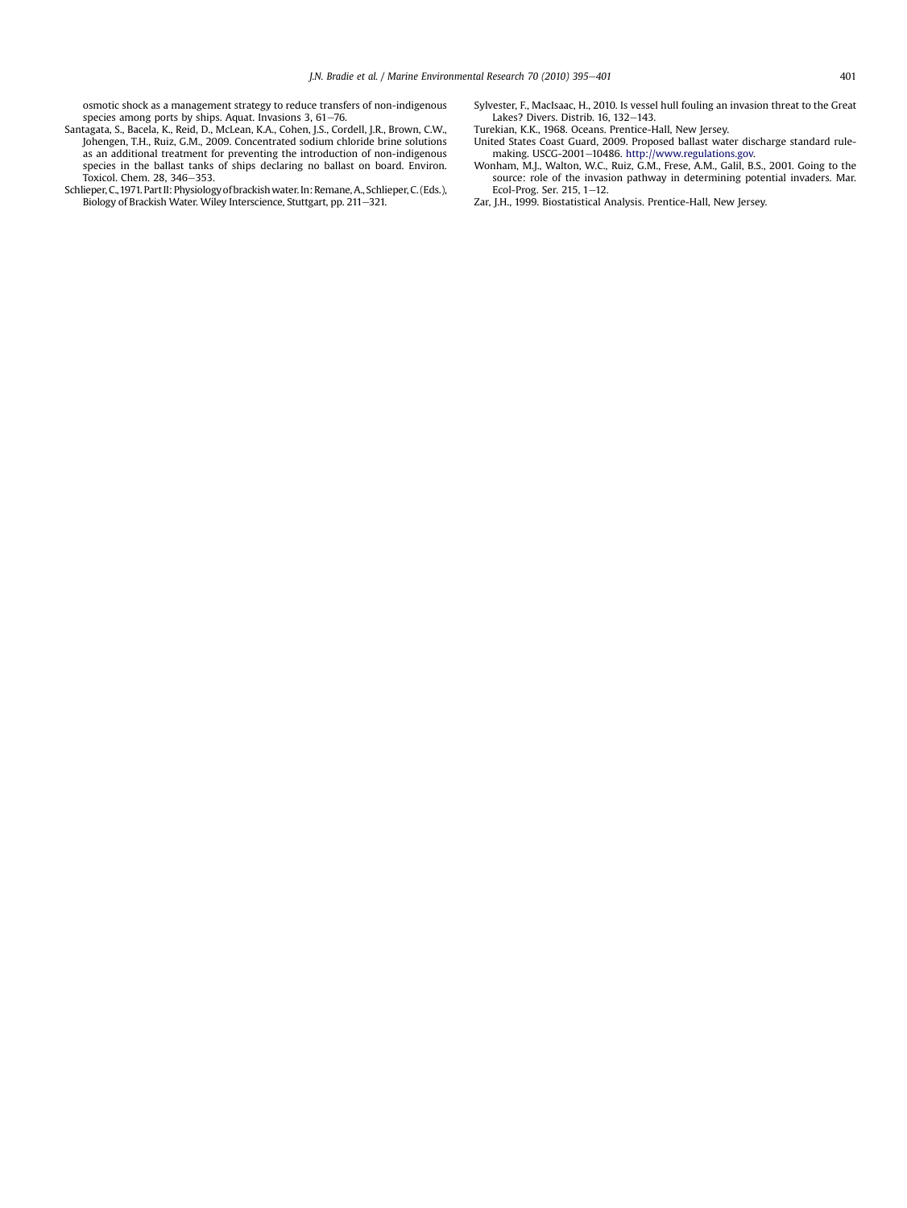osmotic shock as a management strategy to reduce transfers of non-indigenous species among ports by ships. Aquat. Invasions 3, 61–76.

Santagata, S., Bacela, K., Reid, D., McLean, K.A., Cohen, J.S., Cordell, J.R., Brown, C.W., Johengen, T.H., Ruiz, G.M., 2009. Concentrated sodium chloride brine solutions as an additional treatment for preventing the introduction of non-indigenous species in the ballast tanks of ships declaring no ballast on board. Environ. Toxicol. Chem. 28, 346–353.

Schlieper, C., 1971. Part II: Physiology of brackish water. In: Remane, A., Schlieper, C. (Eds.), Biology of Brackish Water. Wiley Interscience, Stuttgart, pp. 211–321.

Sylvester, F., MacIsaac, H., 2010. Is vessel hull fouling an invasion threat to the Great Lakes? Divers. Distrib. 16, 132–143.

Turekian, K.K., 1968. Oceans. Prentice-Hall, New Jersey.

United States Coast Guard, 2009. Proposed ballast water discharge standard rulemaking. USCG-2001–10486. http://www.regulations.gov.

Wonham, M.J., Walton, W.C., Ruiz, G.M., Frese, A.M., Galil, B.S., 2001. Going to the source: role of the invasion pathway in determining potential invaders. Mar. Ecol-Prog. Ser. 215, 1–12.

Zar, J.H., 1999. Biostatistical Analysis. Prentice-Hall, New Jersey.